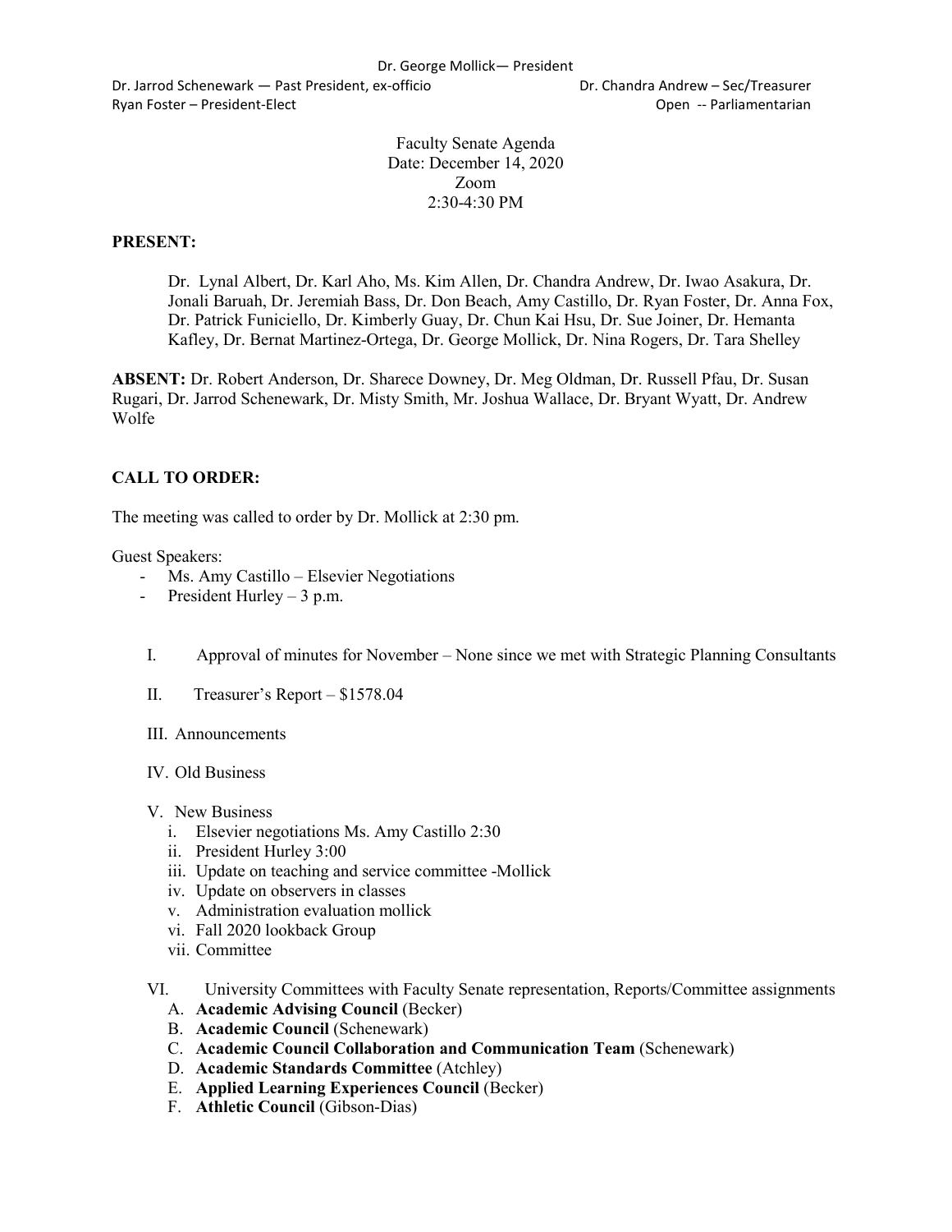Dr. George Mollick— President

Dr. Jarrod Schenewark — Past President, ex-officio | Dr. Chandra Andrew – Sec/Treasurer

Ryan Foster – President-Elect | Open -- Parliamentarian

Faculty Senate Agenda
Date: December 14, 2020
Zoom
2:30-4:30 PM

**PRESENT:**

Dr. Lynal Albert, Dr. Karl Aho, Ms. Kim Allen, Dr. Chandra Andrew, Dr. Iwao Asakura, Dr. Jonali Baruah, Dr. Jeremiah Bass, Dr. Don Beach, Amy Castillo, Dr. Ryan Foster, Dr. Anna Fox, Dr. Patrick Funiciello, Dr. Kimberly Guay, Dr. Chun Kai Hsu, Dr. Sue Joiner, Dr. Hemanta Kafley, Dr. Bernat Martinez-Ortega, Dr. George Mollick, Dr. Nina Rogers, Dr. Tara Shelley

**ABSENT:** Dr. Robert Anderson, Dr. Sharece Downey, Dr. Meg Oldman, Dr. Russell Pfau, Dr. Susan Rugari, Dr. Jarrod Schenewark, Dr. Misty Smith, Mr. Joshua Wallace, Dr. Bryant Wyatt, Dr. Andrew Wolfe

**CALL TO ORDER:**

The meeting was called to order by Dr. Mollick at 2:30 pm.

Guest Speakers:
- Ms. Amy Castillo – Elsevier Negotiations
- President Hurley – 3 p.m.

I. Approval of minutes for November – None since we met with Strategic Planning Consultants

II. Treasurer's Report – $1578.04

III. Announcements

IV. Old Business

V. New Business
   i. Elsevier negotiations Ms. Amy Castillo 2:30
   ii. President Hurley 3:00
   iii. Update on teaching and service committee -Mollick
   iv. Update on observers in classes
   v. Administration evaluation mollick
   vi. Fall 2020 lookback Group
   vii. Committee

VI. University Committees with Faculty Senate representation, Reports/Committee assignments
   A. **Academic Advising Council** (Becker)
   B. **Academic Council** (Schenewark)
   C. **Academic Council Collaboration and Communication Team** (Schenewark)
   D. **Academic Standards Committee** (Atchley)
   E. **Applied Learning Experiences Council** (Becker)
   F. **Athletic Council** (Gibson-Dias)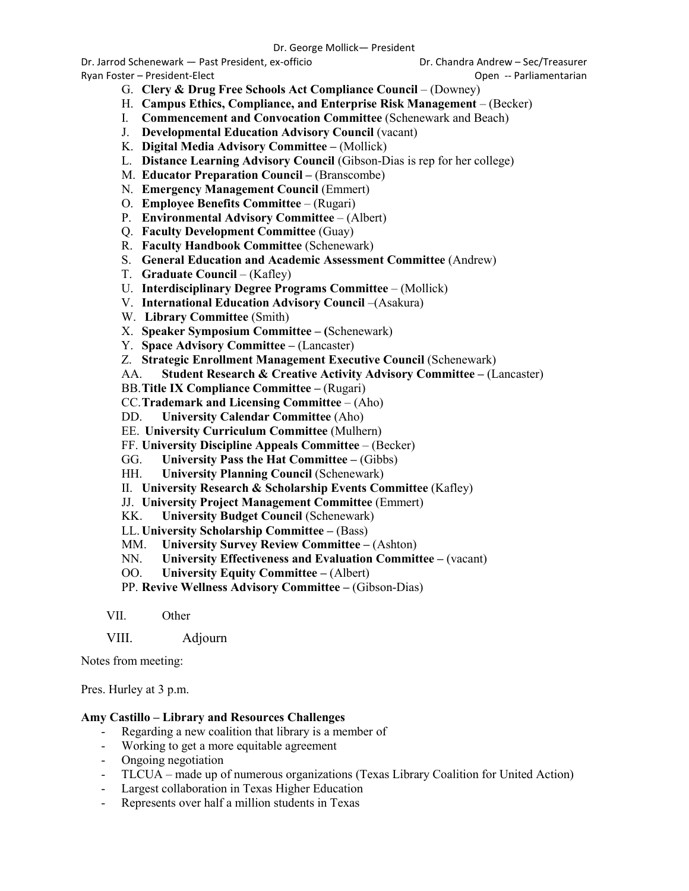G. **Clery & Drug Free Schools Act Compliance Council** – (Downey)
H. **Campus Ethics, Compliance, and Enterprise Risk Management** – (Becker)
I. **Commencement and Convocation Committee** (Schenewark and Beach)
J. **Developmental Education Advisory Council** (vacant)
K. **Digital Media Advisory Committee –** (Mollick)
L. **Distance Learning Advisory Council** (Gibson-Dias is rep for her college)
M. **Educator Preparation Council –** (Branscombe)
N. **Emergency Management Council** (Emmert)
O. **Employee Benefits Committee** – (Rugari)
P. **Environmental Advisory Committee** – (Albert)
Q. **Faculty Development Committee** (Guay)
R. **Faculty Handbook Committee** (Schenewark)
S. **General Education and Academic Assessment Committee** (Andrew)
T. **Graduate Council** – (Kafley)
U. **Interdisciplinary Degree Programs Committee** – (Mollick)
V. **International Education Advisory Council** –(Asakura)
W. **Library Committee** (Smith)
X. **Speaker Symposium Committee – (**Schenewark)
Y. **Space Advisory Committee –** (Lancaster)
Z. **Strategic Enrollment Management Executive Council** (Schenewark)
AA. **Student Research & Creative Activity Advisory Committee –** (Lancaster)
BB. **Title IX Compliance Committee –** (Rugari)
CC. **Trademark and Licensing Committee** – (Aho)
DD. **University Calendar Committee** (Aho)
EE. **University Curriculum Committee** (Mulhern)
FF. **University Discipline Appeals Committee** – (Becker)
GG. **University Pass the Hat Committee –** (Gibbs)
HH. **University Planning Council** (Schenewark)
II. **University Research & Scholarship Events Committee** (Kafley)
JJ. **University Project Management Committee** (Emmert)
KK. **University Budget Council** (Schenewark)
LL. **University Scholarship Committee –** (Bass)
MM. **University Survey Review Committee –** (Ashton)
NN. **University Effectiveness and Evaluation Committee –** (vacant)
OO. **University Equity Committee –** (Albert)
PP. **Revive Wellness Advisory Committee –** (Gibson-Dias)

VII. Other

VIII. Adjourn

Notes from meeting:

Pres. Hurley at 3 p.m.

**Amy Castillo – Library and Resources Challenges**

- Regarding a new coalition that library is a member of
- Working to get a more equitable agreement
- Ongoing negotiation
- TLCUA – made up of numerous organizations (Texas Library Coalition for United Action)
- Largest collaboration in Texas Higher Education
- Represents over half a million students in Texas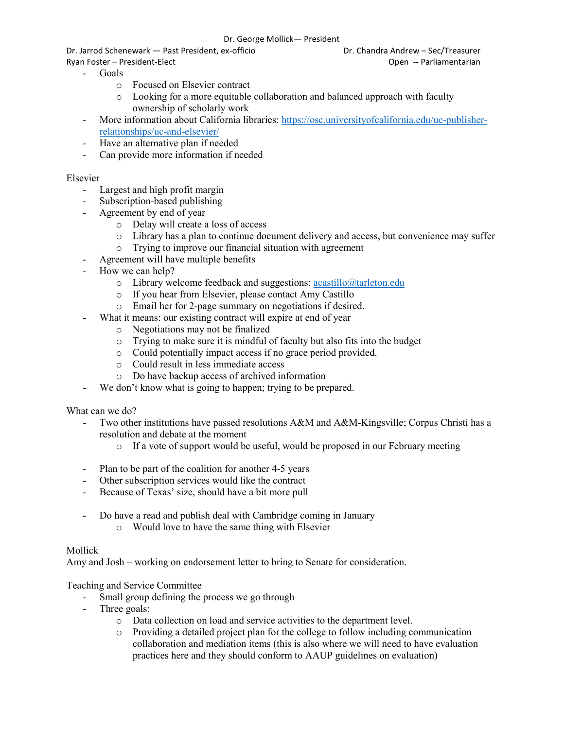- Goals
  - Focused on Elsevier contract
  - Looking for a more equitable collaboration and balanced approach with faculty ownership of scholarly work
- More information about California libraries: https://osc.universityofcalifornia.edu/uc-publisher-relationships/uc-and-elsevier/
- Have an alternative plan if needed
- Can provide more information if needed

Elsevier

- Largest and high profit margin
- Subscription-based publishing
- Agreement by end of year
  - Delay will create a loss of access
  - Library has a plan to continue document delivery and access, but convenience may suffer
  - Trying to improve our financial situation with agreement
- Agreement will have multiple benefits
- How we can help?
  - Library welcome feedback and suggestions: acastillo@tarleton.edu
  - If you hear from Elsevier, please contact Amy Castillo
  - Email her for 2-page summary on negotiations if desired.
- What it means: our existing contract will expire at end of year
  - Negotiations may not be finalized
  - Trying to make sure it is mindful of faculty but also fits into the budget
  - Could potentially impact access if no grace period provided.
  - Could result in less immediate access
  - Do have backup access of archived information
- We don't know what is going to happen; trying to be prepared.

What can we do?

- Two other institutions have passed resolutions A&M and A&M-Kingsville; Corpus Christi has a resolution and debate at the moment
  - If a vote of support would be useful, would be proposed in our February meeting

- Plan to be part of the coalition for another 4-5 years
- Other subscription services would like the contract
- Because of Texas' size, should have a bit more pull

- Do have a read and publish deal with Cambridge coming in January
  - Would love to have the same thing with Elsevier

Mollick

Amy and Josh – working on endorsement letter to bring to Senate for consideration.

Teaching and Service Committee

- Small group defining the process we go through
- Three goals:
  - Data collection on load and service activities to the department level.
  - Providing a detailed project plan for the college to follow including communication collaboration and mediation items (this is also where we will need to have evaluation practices here and they should conform to AAUP guidelines on evaluation)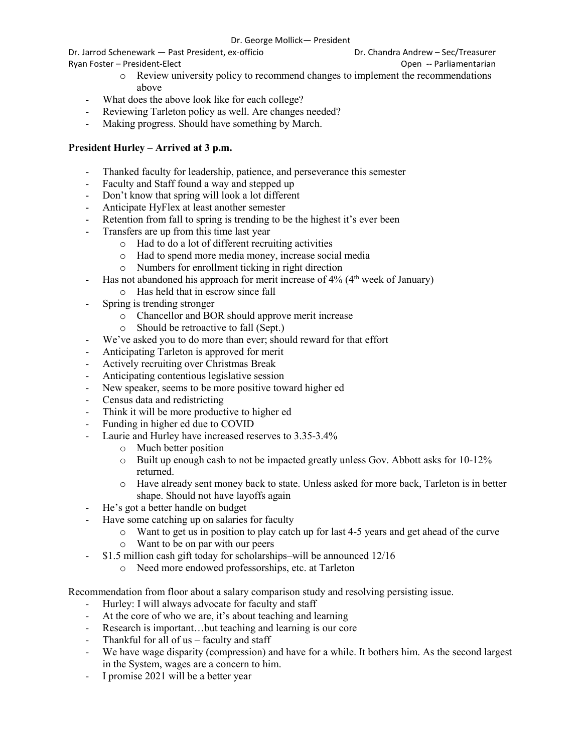- Review university policy to recommend changes to implement the recommendations above
- What does the above look like for each college?
- Reviewing Tarleton policy as well. Are changes needed?
- Making progress. Should have something by March.

**President Hurley – Arrived at 3 p.m.**

- Thanked faculty for leadership, patience, and perseverance this semester
- Faculty and Staff found a way and stepped up
- Don't know that spring will look a lot different
- Anticipate HyFlex at least another semester
- Retention from fall to spring is trending to be the highest it's ever been
- Transfers are up from this time last year
  - Had to do a lot of different recruiting activities
  - Had to spend more media money, increase social media
  - Numbers for enrollment ticking in right direction
- Has not abandoned his approach for merit increase of 4% (4th week of January)
  - Has held that in escrow since fall
- Spring is trending stronger
  - Chancellor and BOR should approve merit increase
  - Should be retroactive to fall (Sept.)
- We've asked you to do more than ever; should reward for that effort
- Anticipating Tarleton is approved for merit
- Actively recruiting over Christmas Break
- Anticipating contentious legislative session
- New speaker, seems to be more positive toward higher ed
- Census data and redistricting
- Think it will be more productive to higher ed
- Funding in higher ed due to COVID
- Laurie and Hurley have increased reserves to 3.35-3.4%
  - Much better position
  - Built up enough cash to not be impacted greatly unless Gov. Abbott asks for 10-12% returned.
  - Have already sent money back to state. Unless asked for more back, Tarleton is in better shape. Should not have layoffs again
- He's got a better handle on budget
- Have some catching up on salaries for faculty
  - Want to get us in position to play catch up for last 4-5 years and get ahead of the curve
  - Want to be on par with our peers
- $1.5 million cash gift today for scholarships–will be announced 12/16
  - Need more endowed professorships, etc. at Tarleton

Recommendation from floor about a salary comparison study and resolving persisting issue.

- Hurley: I will always advocate for faculty and staff
- At the core of who we are, it's about teaching and learning
- Research is important…but teaching and learning is our core
- Thankful for all of us – faculty and staff
- We have wage disparity (compression) and have for a while. It bothers him. As the second largest in the System, wages are a concern to him.
- I promise 2021 will be a better year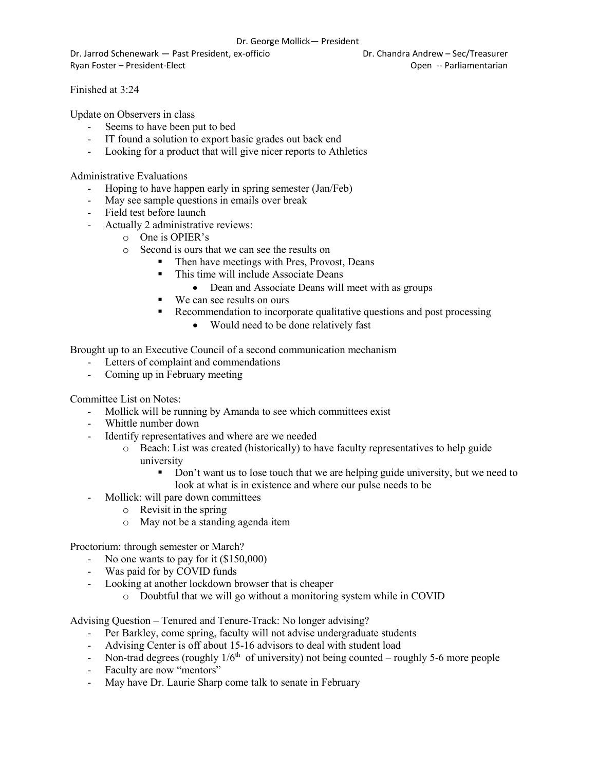Dr. George Mollick— President

Dr. Jarrod Schenewark — Past President, ex-officio | Dr. Chandra Andrew – Sec/Treasurer
Ryan Foster – President-Elect | Open -- Parliamentarian

Finished at 3:24

Update on Observers in class
- Seems to have been put to bed
- IT found a solution to export basic grades out back end
- Looking for a product that will give nicer reports to Athletics

Administrative Evaluations
- Hoping to have happen early in spring semester (Jan/Feb)
- May see sample questions in emails over break
- Field test before launch
- Actually 2 administrative reviews:
  - One is OPIER's
  - Second is ours that we can see the results on
    - Then have meetings with Pres, Provost, Deans
    - This time will include Associate Deans
      - Dean and Associate Deans will meet with as groups
    - We can see results on ours
    - Recommendation to incorporate qualitative questions and post processing
      - Would need to be done relatively fast

Brought up to an Executive Council of a second communication mechanism
- Letters of complaint and commendations
- Coming up in February meeting

Committee List on Notes:
- Mollick will be running by Amanda to see which committees exist
- Whittle number down
- Identify representatives and where are we needed
  - Beach: List was created (historically) to have faculty representatives to help guide university
    - Don't want us to lose touch that we are helping guide university, but we need to look at what is in existence and where our pulse needs to be
- Mollick: will pare down committees
  - Revisit in the spring
  - May not be a standing agenda item

Proctorium: through semester or March?
- No one wants to pay for it ($150,000)
- Was paid for by COVID funds
- Looking at another lockdown browser that is cheaper
  - Doubtful that we will go without a monitoring system while in COVID

Advising Question – Tenured and Tenure-Track: No longer advising?
- Per Barkley, come spring, faculty will not advise undergraduate students
- Advising Center is off about 15-16 advisors to deal with student load
- Non-trad degrees (roughly 1/6th of university) not being counted – roughly 5-6 more people
- Faculty are now "mentors"
- May have Dr. Laurie Sharp come talk to senate in February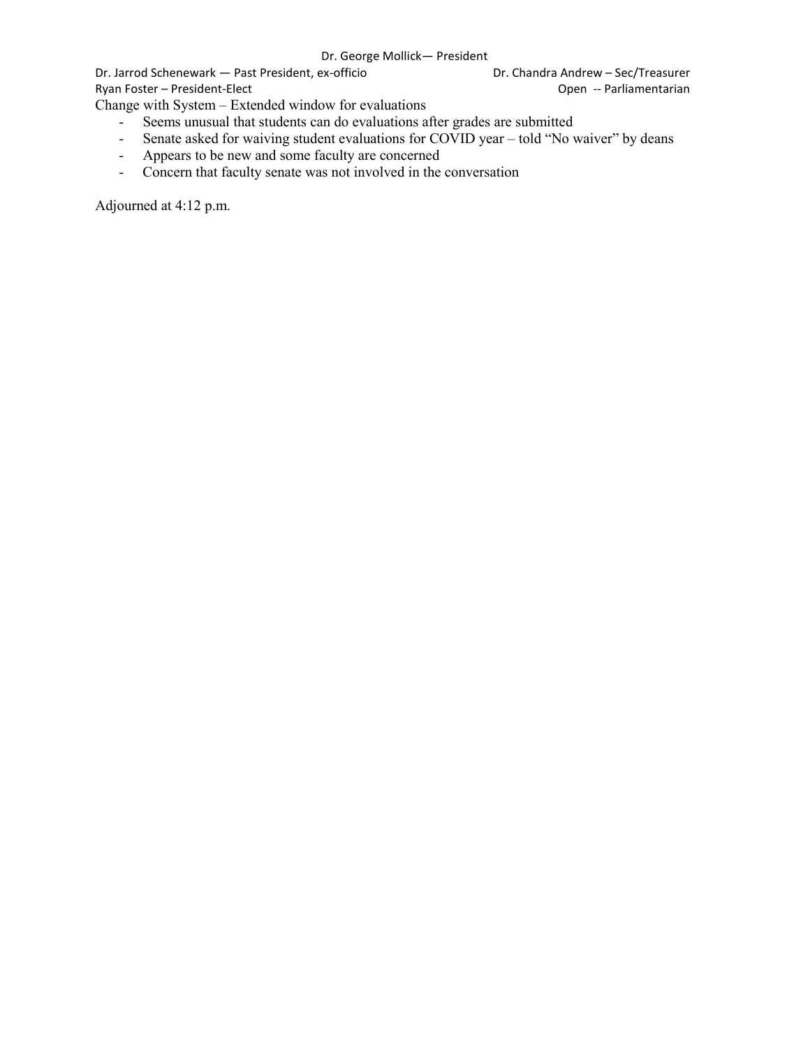Change with System – Extended window for evaluations

- Seems unusual that students can do evaluations after grades are submitted
- Senate asked for waiving student evaluations for COVID year – told "No waiver" by deans
- Appears to be new and some faculty are concerned
- Concern that faculty senate was not involved in the conversation

Adjourned at 4:12 p.m.